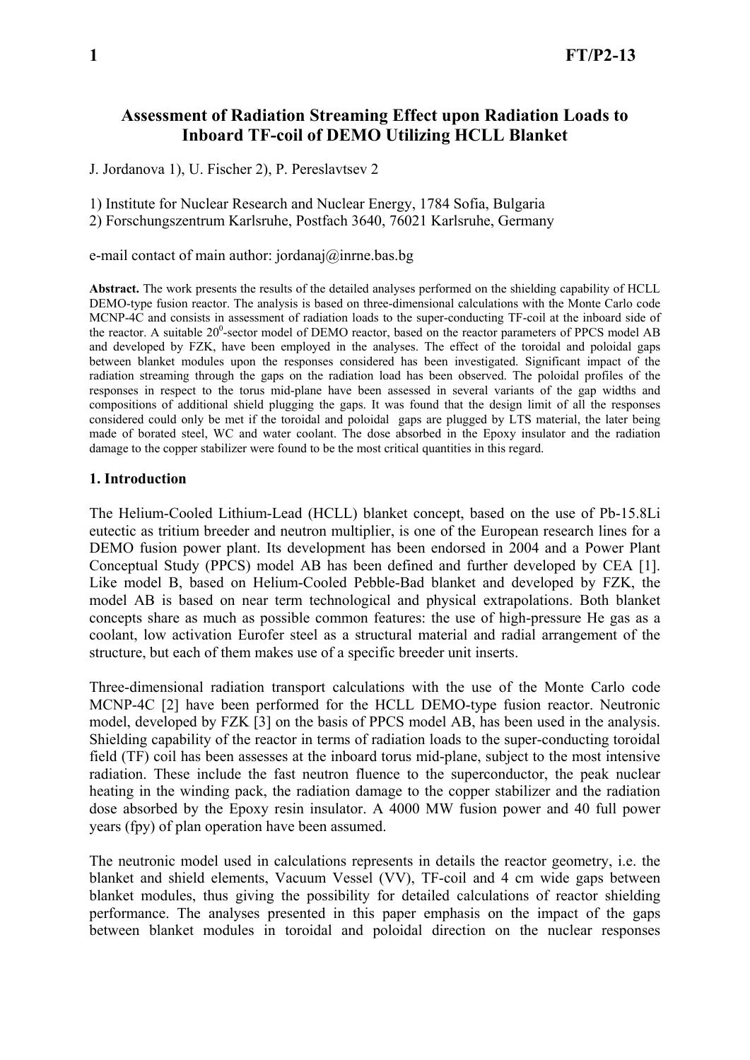# Assessment of Radiation Streaming Effect upon Radiation Loads to Inboard TF-coil of DEMO Utilizing HCLL Blanket

J. Jordanova 1), U. Fischer 2), P. Pereslavtsev 2

1) Institute for Nuclear Research and Nuclear Energy, 1784 Sofia, Bulgaria
2) Forschungszentrum Karlsruhe, Postfach 3640, 76021 Karlsruhe, Germany

e-mail contact of main author: jordanaj@inrne.bas.bg

**Abstract.** The work presents the results of the detailed analyses performed on the shielding capability of HCLL DEMO-type fusion reactor. The analysis is based on three-dimensional calculations with the Monte Carlo code MCNP-4C and consists in assessment of radiation loads to the super-conducting TF-coil at the inboard side of the reactor. A suitable $20^0$-sector model of DEMO reactor, based on the reactor parameters of PPCS model AB and developed by FZK, have been employed in the analyses. The effect of the toroidal and poloidal gaps between blanket modules upon the responses considered has been investigated. Significant impact of the radiation streaming through the gaps on the radiation load has been observed. The poloidal profiles of the responses in respect to the torus mid-plane have been assessed in several variants of the gap widths and compositions of additional shield plugging the gaps. It was found that the design limit of all the responses considered could only be met if the toroidal and poloidal gaps are plugged by LTS material, the later being made of borated steel, WC and water coolant. The dose absorbed in the Epoxy insulator and the radiation damage to the copper stabilizer were found to be the most critical quantities in this regard.

## 1. Introduction

The Helium-Cooled Lithium-Lead (HCLL) blanket concept, based on the use of Pb-15.8Li eutectic as tritium breeder and neutron multiplier, is one of the European research lines for a DEMO fusion power plant. Its development has been endorsed in 2004 and a Power Plant Conceptual Study (PPCS) model AB has been defined and further developed by CEA [1]. Like model B, based on Helium-Cooled Pebble-Bad blanket and developed by FZK, the model AB is based on near term technological and physical extrapolations. Both blanket concepts share as much as possible common features: the use of high-pressure He gas as a coolant, low activation Eurofer steel as a structural material and radial arrangement of the structure, but each of them makes use of a specific breeder unit inserts.

Three-dimensional radiation transport calculations with the use of the Monte Carlo code MCNP-4C [2] have been performed for the HCLL DEMO-type fusion reactor. Neutronic model, developed by FZK [3] on the basis of PPCS model AB, has been used in the analysis. Shielding capability of the reactor in terms of radiation loads to the super-conducting toroidal field (TF) coil has been assesses at the inboard torus mid-plane, subject to the most intensive radiation. These include the fast neutron fluence to the superconductor, the peak nuclear heating in the winding pack, the radiation damage to the copper stabilizer and the radiation dose absorbed by the Epoxy resin insulator. A 4000 MW fusion power and 40 full power years (fpy) of plan operation have been assumed.

The neutronic model used in calculations represents in details the reactor geometry, i.e. the blanket and shield elements, Vacuum Vessel (VV), TF-coil and 4 cm wide gaps between blanket modules, thus giving the possibility for detailed calculations of reactor shielding performance. The analyses presented in this paper emphasis on the impact of the gaps between blanket modules in toroidal and poloidal direction on the nuclear responses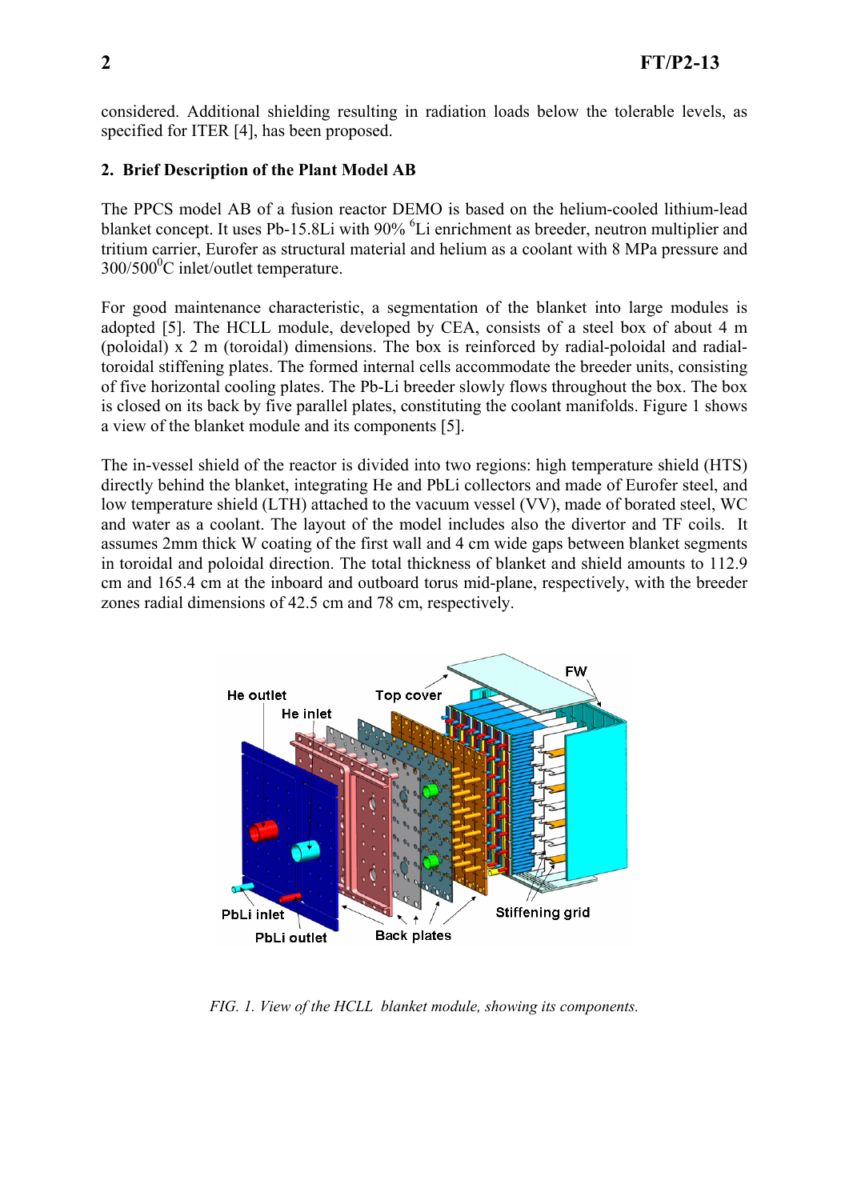considered. Additional shielding resulting in radiation loads below the tolerable levels, as specified for ITER [4], has been proposed.

## 2. Brief Description of the Plant Model AB

The PPCS model AB of a fusion reactor DEMO is based on the helium-cooled lithium-lead blanket concept. It uses Pb-15.8Li with 90% $^{6}$Li enrichment as breeder, neutron multiplier and tritium carrier, Eurofer as structural material and helium as a coolant with 8 MPa pressure and 300/500$^{0}$C inlet/outlet temperature.

For good maintenance characteristic, a segmentation of the blanket into large modules is adopted [5]. The HCLL module, developed by CEA, consists of a steel box of about 4 m (poloidal) x 2 m (toroidal) dimensions. The box is reinforced by radial-poloidal and radial-toroidal stiffening plates. The formed internal cells accommodate the breeder units, consisting of five horizontal cooling plates. The Pb-Li breeder slowly flows throughout the box. The box is closed on its back by five parallel plates, constituting the coolant manifolds. Figure 1 shows a view of the blanket module and its components [5].

The in-vessel shield of the reactor is divided into two regions: high temperature shield (HTS) directly behind the blanket, integrating He and PbLi collectors and made of Eurofer steel, and low temperature shield (LTH) attached to the vacuum vessel (VV), made of borated steel, WC and water as a coolant. The layout of the model includes also the divertor and TF coils. It assumes 2mm thick W coating of the first wall and 4 cm wide gaps between blanket segments in toroidal and poloidal direction. The total thickness of blanket and shield amounts to 112.9 cm and 165.4 cm at the inboard and outboard torus mid-plane, respectively, with the breeder zones radial dimensions of 42.5 cm and 78 cm, respectively.

*FIG. 1. View of the HCLL blanket module, showing its components.*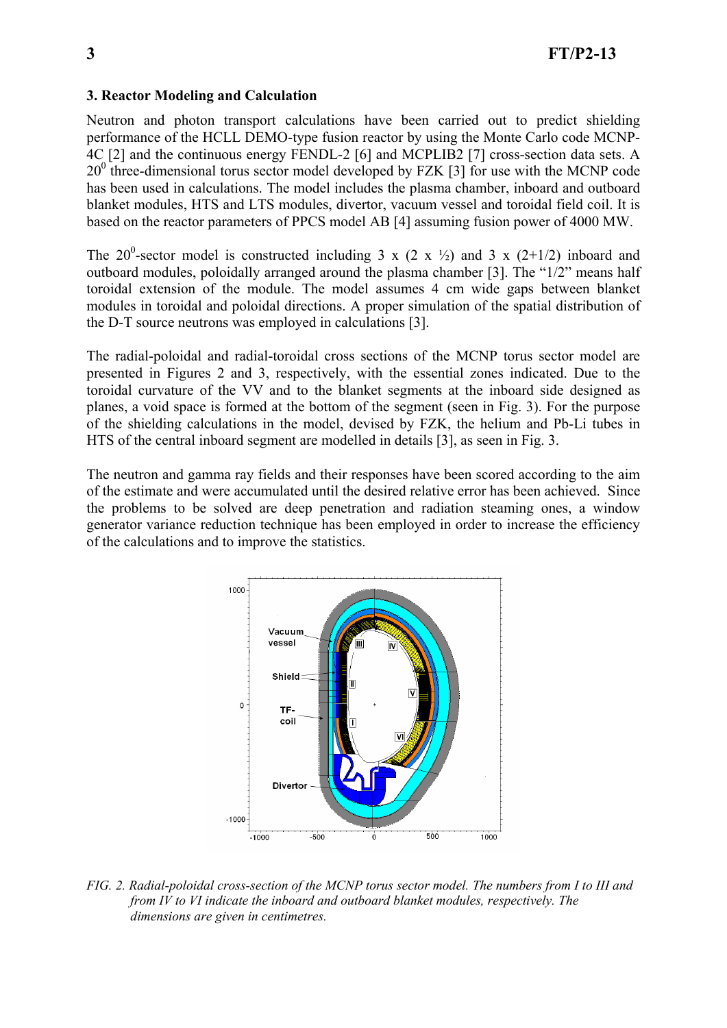## 3. Reactor Modeling and Calculation

Neutron and photon transport calculations have been carried out to predict shielding performance of the HCLL DEMO-type fusion reactor by using the Monte Carlo code MCNP-4C [2] and the continuous energy FENDL-2 [6] and MCPLIB2 [7] cross-section data sets. A $20^0$ three-dimensional torus sector model developed by FZK [3] for use with the MCNP code has been used in calculations. The model includes the plasma chamber, inboard and outboard blanket modules, HTS and LTS modules, divertor, vacuum vessel and toroidal field coil. It is based on the reactor parameters of PPCS model AB [4] assuming fusion power of 4000 MW.

The $20^0$-sector model is constructed including 3 x (2 x ½) and 3 x (2+1/2) inboard and outboard modules, poloidally arranged around the plasma chamber [3]. The "1/2" means half toroidal extension of the module. The model assumes 4 cm wide gaps between blanket modules in toroidal and poloidal directions. A proper simulation of the spatial distribution of the D-T source neutrons was employed in calculations [3].

The radial-poloidal and radial-toroidal cross sections of the MCNP torus sector model are presented in Figures 2 and 3, respectively, with the essential zones indicated. Due to the toroidal curvature of the VV and to the blanket segments at the inboard side designed as planes, a void space is formed at the bottom of the segment (seen in Fig. 3). For the purpose of the shielding calculations in the model, devised by FZK, the helium and Pb-Li tubes in HTS of the central inboard segment are modelled in details [3], as seen in Fig. 3.

The neutron and gamma ray fields and their responses have been scored according to the aim of the estimate and were accumulated until the desired relative error has been achieved. Since the problems to be solved are deep penetration and radiation steaming ones, a window generator variance reduction technique has been employed in order to increase the efficiency of the calculations and to improve the statistics.

*FIG. 2. Radial-poloidal cross-section of the MCNP torus sector model. The numbers from I to III and from IV to VI indicate the inboard and outboard blanket modules, respectively. The dimensions are given in centimetres.*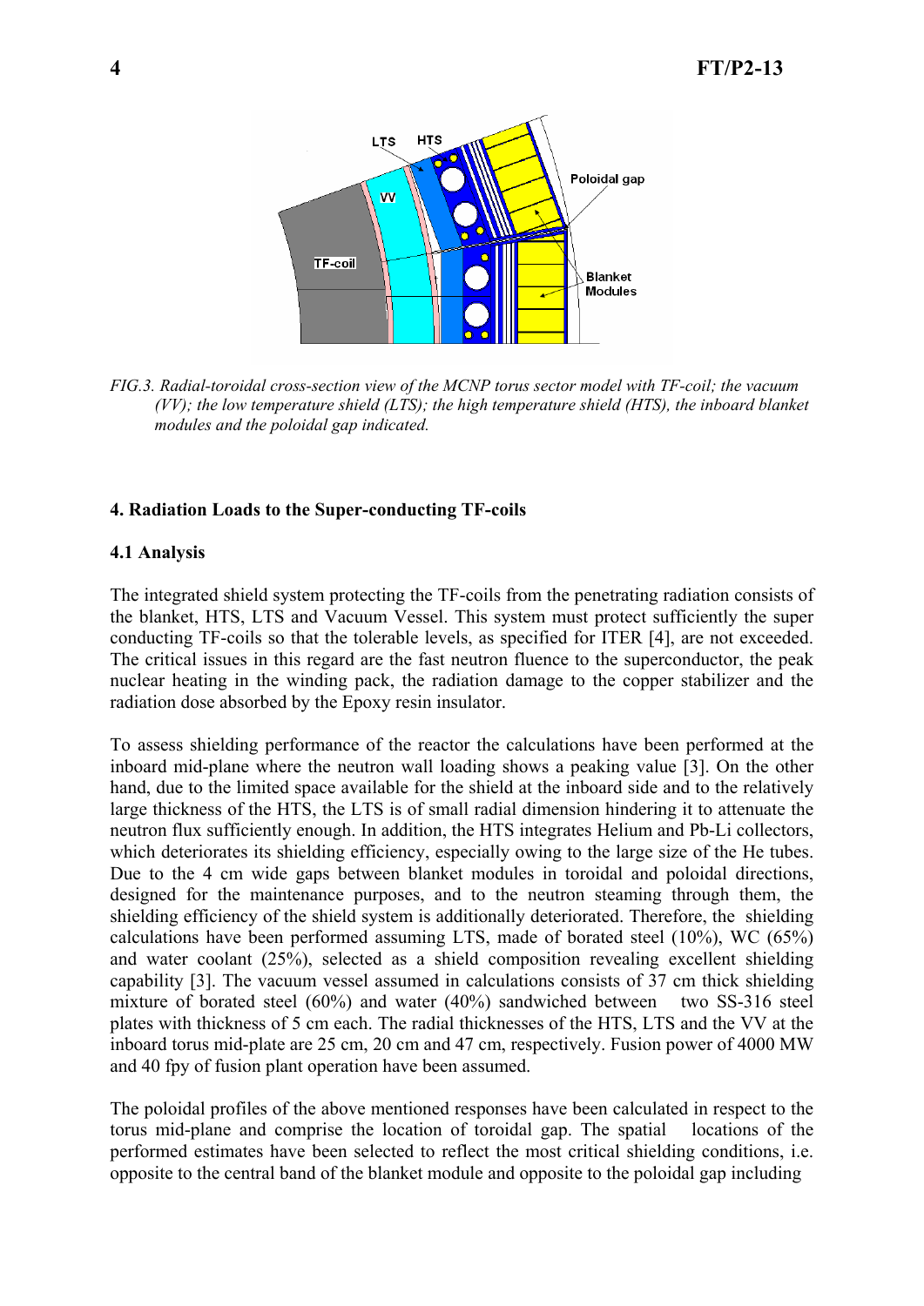*FIG.3. Radial-toroidal cross-section view of the MCNP torus sector model with TF-coil; the vacuum (VV); the low temperature shield (LTS); the high temperature shield (HTS), the inboard blanket modules and the poloidal gap indicated.*

### 4. Radiation Loads to the Super-conducting TF-coils

#### 4.1 Analysis

The integrated shield system protecting the TF-coils from the penetrating radiation consists of the blanket, HTS, LTS and Vacuum Vessel. This system must protect sufficiently the super conducting TF-coils so that the tolerable levels, as specified for ITER [4], are not exceeded. The critical issues in this regard are the fast neutron fluence to the superconductor, the peak nuclear heating in the winding pack, the radiation damage to the copper stabilizer and the radiation dose absorbed by the Epoxy resin insulator.

To assess shielding performance of the reactor the calculations have been performed at the inboard mid-plane where the neutron wall loading shows a peaking value [3]. On the other hand, due to the limited space available for the shield at the inboard side and to the relatively large thickness of the HTS, the LTS is of small radial dimension hindering it to attenuate the neutron flux sufficiently enough. In addition, the HTS integrates Helium and Pb-Li collectors, which deteriorates its shielding efficiency, especially owing to the large size of the He tubes. Due to the 4 cm wide gaps between blanket modules in toroidal and poloidal directions, designed for the maintenance purposes, and to the neutron steaming through them, the shielding efficiency of the shield system is additionally deteriorated. Therefore, the shielding calculations have been performed assuming LTS, made of borated steel (10%), WC (65%) and water coolant (25%), selected as a shield composition revealing excellent shielding capability [3]. The vacuum vessel assumed in calculations consists of 37 cm thick shielding mixture of borated steel (60%) and water (40%) sandwiched between two SS-316 steel plates with thickness of 5 cm each. The radial thicknesses of the HTS, LTS and the VV at the inboard torus mid-plate are 25 cm, 20 cm and 47 cm, respectively. Fusion power of 4000 MW and 40 fpy of fusion plant operation have been assumed.

The poloidal profiles of the above mentioned responses have been calculated in respect to the torus mid-plane and comprise the location of toroidal gap. The spatial locations of the performed estimates have been selected to reflect the most critical shielding conditions, i.e. opposite to the central band of the blanket module and opposite to the poloidal gap including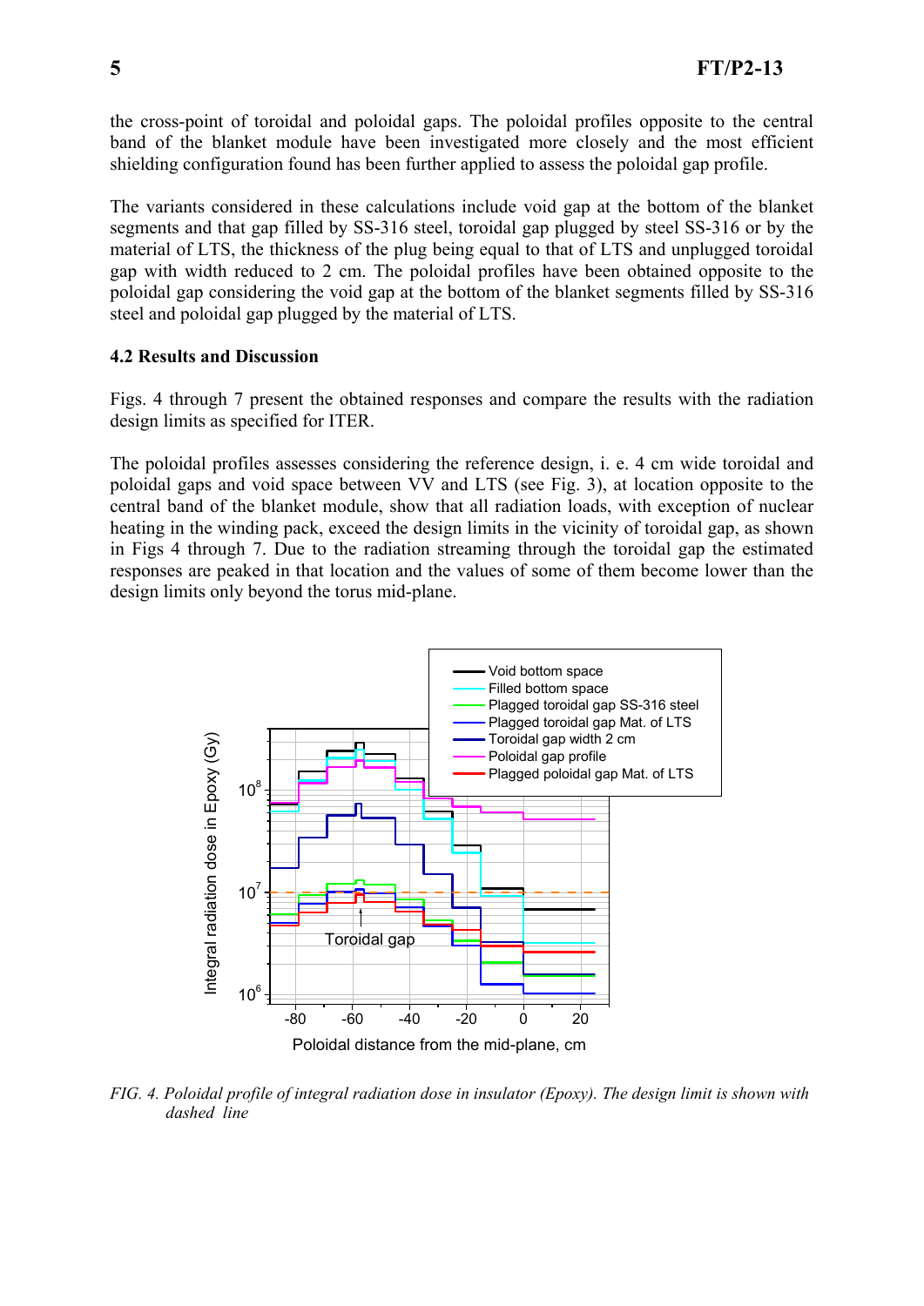the cross-point of toroidal and poloidal gaps. The poloidal profiles opposite to the central band of the blanket module have been investigated more closely and the most efficient shielding configuration found has been further applied to assess the poloidal gap profile.

The variants considered in these calculations include void gap at the bottom of the blanket segments and that gap filled by SS-316 steel, toroidal gap plugged by steel SS-316 or by the material of LTS, the thickness of the plug being equal to that of LTS and unplugged toroidal gap with width reduced to 2 cm. The poloidal profiles have been obtained opposite to the poloidal gap considering the void gap at the bottom of the blanket segments filled by SS-316 steel and poloidal gap plugged by the material of LTS.

### 4.2 Results and Discussion

Figs. 4 through 7 present the obtained responses and compare the results with the radiation design limits as specified for ITER.

The poloidal profiles assesses considering the reference design, i. e. 4 cm wide toroidal and poloidal gaps and void space between VV and LTS (see Fig. 3), at location opposite to the central band of the blanket module, show that all radiation loads, with exception of nuclear heating in the winding pack, exceed the design limits in the vicinity of toroidal gap, as shown in Figs 4 through 7. Due to the radiation streaming through the toroidal gap the estimated responses are peaked in that location and the values of some of them become lower than the design limits only beyond the torus mid-plane.

*FIG. 4. Poloidal profile of integral radiation dose in insulator (Epoxy). The design limit is shown with dashed line*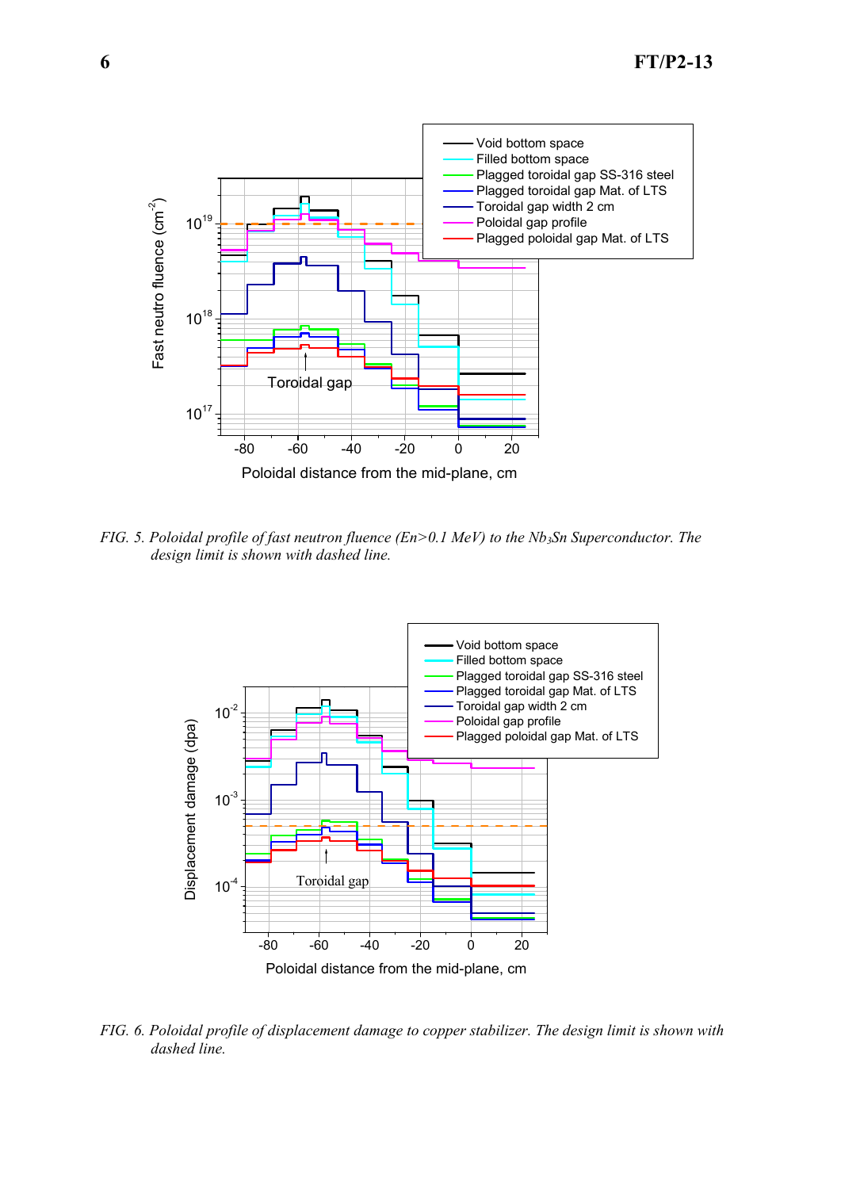*FIG. 5. Poloidal profile of fast neutron fluence (En>0.1 MeV) to the $Nb_3Sn$ Superconductor. The design limit is shown with dashed line.*

*FIG. 6. Poloidal profile of displacement damage to copper stabilizer. The design limit is shown with dashed line.*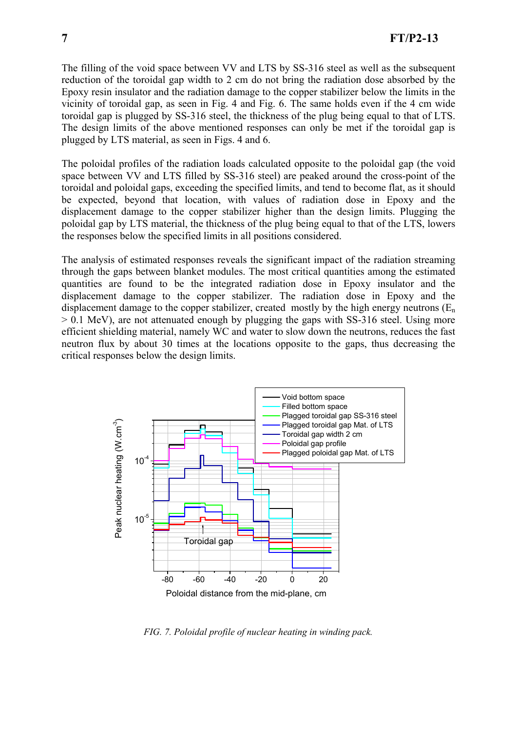The filling of the void space between VV and LTS by SS-316 steel as well as the subsequent reduction of the toroidal gap width to 2 cm do not bring the radiation dose absorbed by the Epoxy resin insulator and the radiation damage to the copper stabilizer below the limits in the vicinity of toroidal gap, as seen in Fig. 4 and Fig. 6. The same holds even if the 4 cm wide toroidal gap is plugged by SS-316 steel, the thickness of the plug being equal to that of LTS. The design limits of the above mentioned responses can only be met if the toroidal gap is plugged by LTS material, as seen in Figs. 4 and 6.

The poloidal profiles of the radiation loads calculated opposite to the poloidal gap (the void space between VV and LTS filled by SS-316 steel) are peaked around the cross-point of the toroidal and poloidal gaps, exceeding the specified limits, and tend to become flat, as it should be expected, beyond that location, with values of radiation dose in Epoxy and the displacement damage to the copper stabilizer higher than the design limits. Plugging the poloidal gap by LTS material, the thickness of the plug being equal to that of the LTS, lowers the responses below the specified limits in all positions considered.

The analysis of estimated responses reveals the significant impact of the radiation streaming through the gaps between blanket modules. The most critical quantities among the estimated quantities are found to be the integrated radiation dose in Epoxy insulator and the displacement damage to the copper stabilizer. The radiation dose in Epoxy and the displacement damage to the copper stabilizer, created mostly by the high energy neutrons ($E_n > 0.1$ MeV), are not attenuated enough by plugging the gaps with SS-316 steel. Using more efficient shielding material, namely WC and water to slow down the neutrons, reduces the fast neutron flux by about 30 times at the locations opposite to the gaps, thus decreasing the critical responses below the design limits.

*FIG. 7. Poloidal profile of nuclear heating in winding pack.*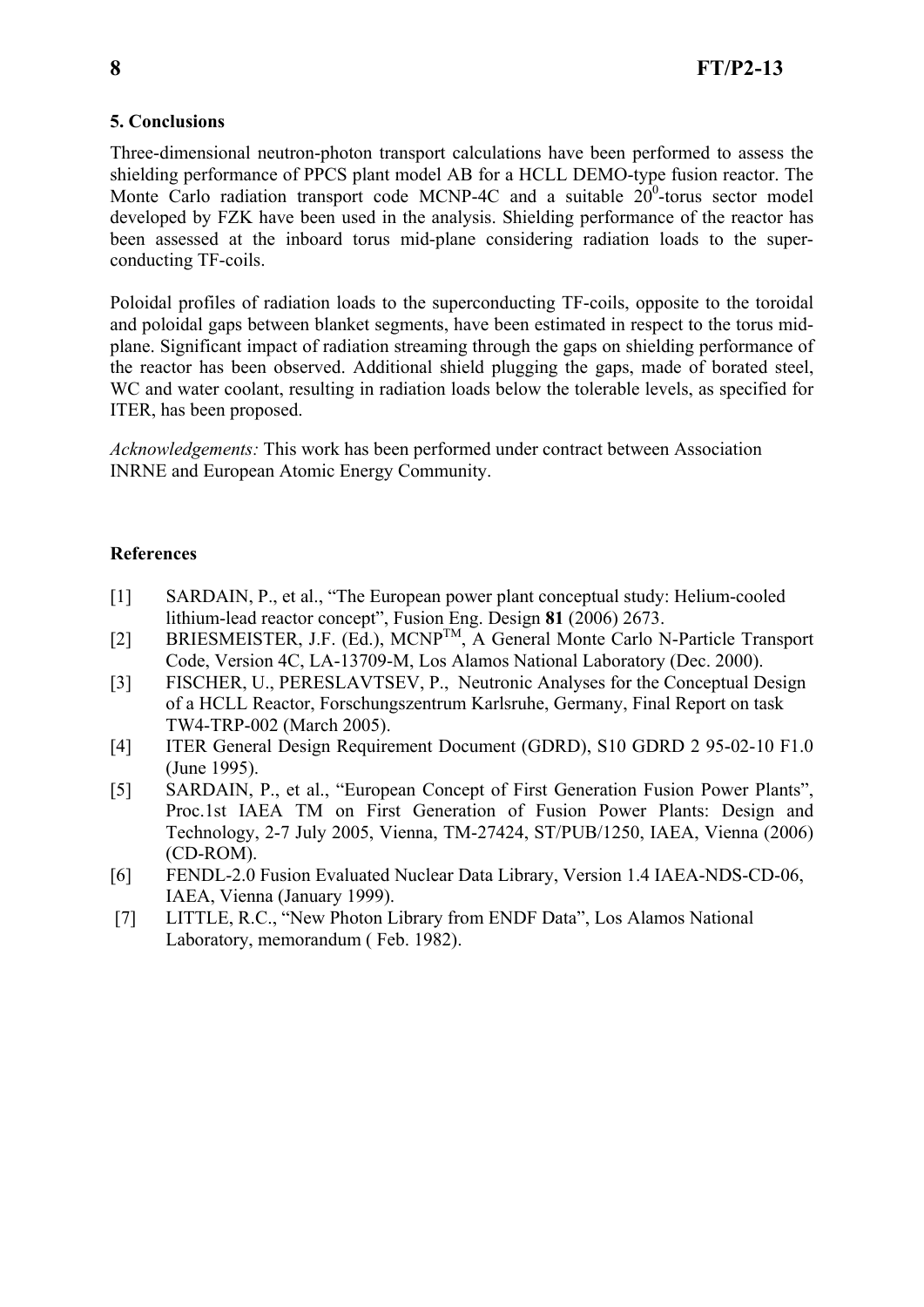## 5. Conclusions

Three-dimensional neutron-photon transport calculations have been performed to assess the shielding performance of PPCS plant model AB for a HCLL DEMO-type fusion reactor. The Monte Carlo radiation transport code MCNP-4C and a suitable $20^0$-torus sector model developed by FZK have been used in the analysis. Shielding performance of the reactor has been assessed at the inboard torus mid-plane considering radiation loads to the super-conducting TF-coils.

Poloidal profiles of radiation loads to the superconducting TF-coils, opposite to the toroidal and poloidal gaps between blanket segments, have been estimated in respect to the torus mid-plane. Significant impact of radiation streaming through the gaps on shielding performance of the reactor has been observed. Additional shield plugging the gaps, made of borated steel, WC and water coolant, resulting in radiation loads below the tolerable levels, as specified for ITER, has been proposed.

*Acknowledgements:* This work has been performed under contract between Association INRNE and European Atomic Energy Community.

## References

[1] SARDAIN, P., et al., "The European power plant conceptual study: Helium-cooled lithium-lead reactor concept", Fusion Eng. Design **81** (2006) 2673.

[2] BRIESMEISTER, J.F. (Ed.), MCNP™, A General Monte Carlo N-Particle Transport Code, Version 4C, LA-13709-M, Los Alamos National Laboratory (Dec. 2000).

[3] FISCHER, U., PERESLAVTSEV, P., Neutronic Analyses for the Conceptual Design of a HCLL Reactor, Forschungszentrum Karlsruhe, Germany, Final Report on task TW4-TRP-002 (March 2005).

[4] ITER General Design Requirement Document (GDRD), S10 GDRD 2 95-02-10 F1.0 (June 1995).

[5] SARDAIN, P., et al., "European Concept of First Generation Fusion Power Plants", Proc.1st IAEA TM on First Generation of Fusion Power Plants: Design and Technology, 2-7 July 2005, Vienna, TM-27424, ST/PUB/1250, IAEA, Vienna (2006) (CD-ROM).

[6] FENDL-2.0 Fusion Evaluated Nuclear Data Library, Version 1.4 IAEA-NDS-CD-06, IAEA, Vienna (January 1999).

[7] LITTLE, R.C., "New Photon Library from ENDF Data", Los Alamos National Laboratory, memorandum ( Feb. 1982).